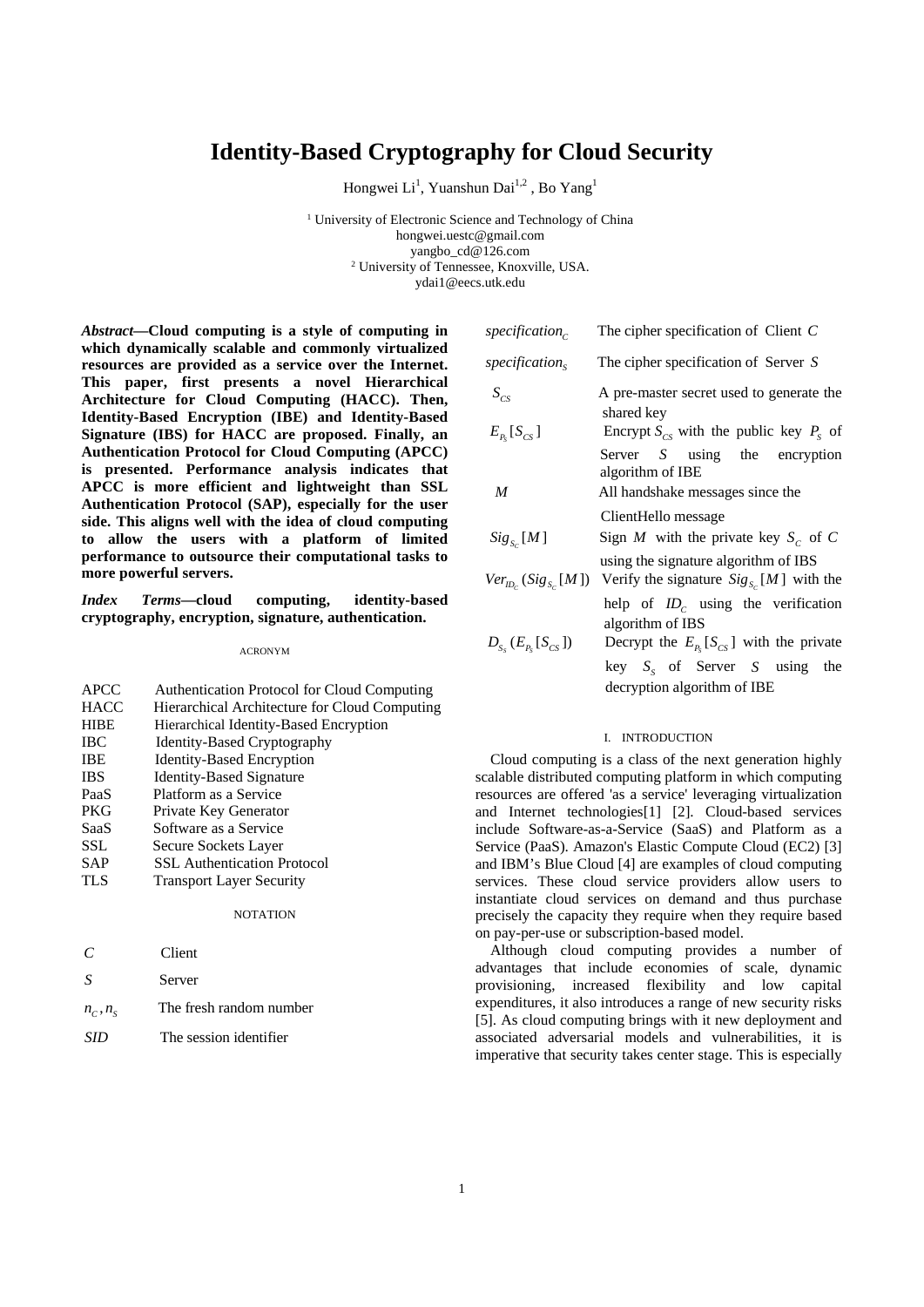# Identity-Based Cryptography for Cloud Security

Hongwei Li[1], Yuanshun Dai[1,2] , Bo Yang[1]

[1] University of Electronic Science and Technology of China
hongwei.uestc@gmail.com
yangbo_cd@126.com
[2] University of Tennessee, Knoxville, USA.
ydai1@eecs.utk.edu

***Abstract*—Cloud computing is a style of computing in which dynamically scalable and commonly virtualized resources are provided as a service over the Internet. This paper, first presents a novel Hierarchical Architecture for Cloud Computing (HACC). Then, Identity-Based Encryption (IBE) and Identity-Based Signature (IBS) for HACC are proposed. Finally, an Authentication Protocol for Cloud Computing (APCC) is presented. Performance analysis indicates that APCC is more efficient and lightweight than SSL Authentication Protocol (SAP), especially for the user side. This aligns well with the idea of cloud computing to allow the users with a platform of limited performance to outsource their computational tasks to more powerful servers.**

***Index Terms*—cloud computing, identity-based cryptography, encryption, signature, authentication.**

ACRONYM

| | |
|---|---|
| APCC | Authentication Protocol for Cloud Computing |
| HACC | Hierarchical Architecture for Cloud Computing |
| HIBE | Hierarchical Identity-Based Encryption |
| IBC | Identity-Based Cryptography |
| IBE | Identity-Based Encryption |
| IBS | Identity-Based Signature |
| PaaS | Platform as a Service |
| PKG | Private Key Generator |
| SaaS | Software as a Service |
| SSL | Secure Sockets Layer |
| SAP | SSL Authentication Protocol |
| TLS | Transport Layer Security |

NOTATION

| | |
|---|---|
| $C$ | Client |
| $S$ | Server |
| $n_C, n_S$ | The fresh random number |
| $SID$ | The session identifier |
| $specification_C$ | The cipher specification of Client $C$ |
| $specification_S$ | The cipher specification of Server $S$ |
| $S_{CS}$ | A pre-master secret used to generate the shared key |
| $E_{P_S}[S_{CS}]$ | Encrypt $S_{CS}$ with the public key $P_S$ of Server $S$ using the encryption algorithm of IBE |
| $M$ | All handshake messages since the ClientHello message |
| $Sig_{S_C}[M]$ | Sign $M$ with the private key $S_C$ of $C$ using the signature algorithm of IBS |
| $Ver_{ID_C}(Sig_{S_C}[M])$ | Verify the signature $Sig_{S_C}[M]$ with the help of $ID_C$ using the verification algorithm of IBS |
| $D_{S_S}(E_{P_S}[S_{CS}])$ | Decrypt the $E_{P_S}[S_{CS}]$ with the private key $S_S$ of Server $S$ using the decryption algorithm of IBE |

## I. INTRODUCTION

Cloud computing is a class of the next generation highly scalable distributed computing platform in which computing resources are offered 'as a service' leveraging virtualization and Internet technologies[1] [2]. Cloud-based services include Software-as-a-Service (SaaS) and Platform as a Service (PaaS). Amazon's Elastic Compute Cloud (EC2) [3] and IBM's Blue Cloud [4] are examples of cloud computing services. These cloud service providers allow users to instantiate cloud services on demand and thus purchase precisely the capacity they require when they require based on pay-per-use or subscription-based model.

Although cloud computing provides a number of advantages that include economies of scale, dynamic provisioning, increased flexibility and low capital expenditures, it also introduces a range of new security risks [5]. As cloud computing brings with it new deployment and associated adversarial models and vulnerabilities, it is imperative that security takes center stage. This is especially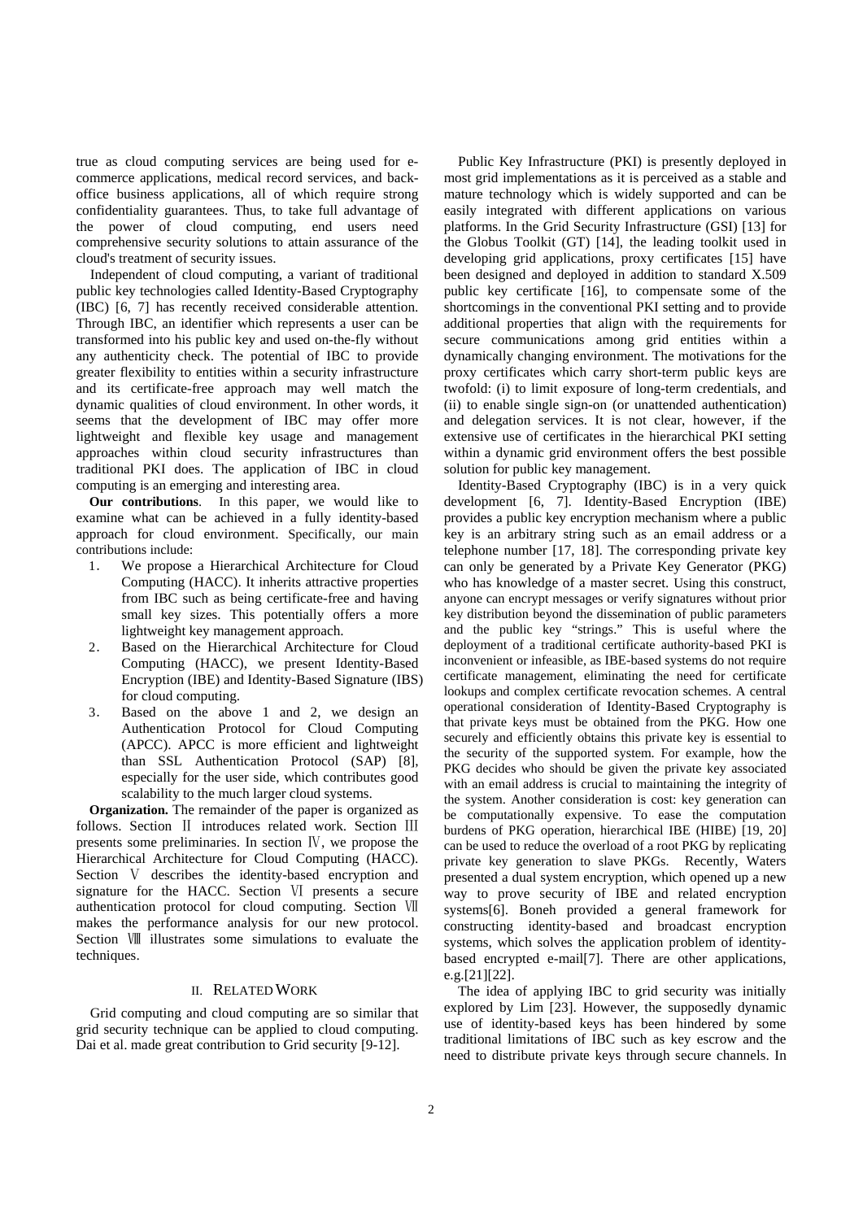true as cloud computing services are being used for e-commerce applications, medical record services, and back-office business applications, all of which require strong confidentiality guarantees. Thus, to take full advantage of the power of cloud computing, end users need comprehensive security solutions to attain assurance of the cloud's treatment of security issues.

Independent of cloud computing, a variant of traditional public key technologies called Identity-Based Cryptography (IBC) [6, 7] has recently received considerable attention. Through IBC, an identifier which represents a user can be transformed into his public key and used on-the-fly without any authenticity check. The potential of IBC to provide greater flexibility to entities within a security infrastructure and its certificate-free approach may well match the dynamic qualities of cloud environment. In other words, it seems that the development of IBC may offer more lightweight and flexible key usage and management approaches within cloud security infrastructures than traditional PKI does. The application of IBC in cloud computing is an emerging and interesting area.

**Our contributions**. In this paper, we would like to examine what can be achieved in a fully identity-based approach for cloud environment. Specifically, our main contributions include:

1. We propose a Hierarchical Architecture for Cloud Computing (HACC). It inherits attractive properties from IBC such as being certificate-free and having small key sizes. This potentially offers a more lightweight key management approach.
2. Based on the Hierarchical Architecture for Cloud Computing (HACC), we present Identity-Based Encryption (IBE) and Identity-Based Signature (IBS) for cloud computing.
3. Based on the above 1 and 2, we design an Authentication Protocol for Cloud Computing (APCC). APCC is more efficient and lightweight than SSL Authentication Protocol (SAP) [8], especially for the user side, which contributes good scalability to the much larger cloud systems.

**Organization.** The remainder of the paper is organized as follows. Section Ⅱ introduces related work. Section Ⅲ presents some preliminaries. In section Ⅳ, we propose the Hierarchical Architecture for Cloud Computing (HACC). Section Ⅴ describes the identity-based encryption and signature for the HACC. Section Ⅵ presents a secure authentication protocol for cloud computing. Section Ⅶ makes the performance analysis for our new protocol. Section Ⅷ illustrates some simulations to evaluate the techniques.

## II. Related Work

Grid computing and cloud computing are so similar that grid security technique can be applied to cloud computing. Dai et al. made great contribution to Grid security [9-12].

Public Key Infrastructure (PKI) is presently deployed in most grid implementations as it is perceived as a stable and mature technology which is widely supported and can be easily integrated with different applications on various platforms. In the Grid Security Infrastructure (GSI) [13] for the Globus Toolkit (GT) [14], the leading toolkit used in developing grid applications, proxy certificates [15] have been designed and deployed in addition to standard X.509 public key certificate [16], to compensate some of the shortcomings in the conventional PKI setting and to provide additional properties that align with the requirements for secure communications among grid entities within a dynamically changing environment. The motivations for the proxy certificates which carry short-term public keys are twofold: (i) to limit exposure of long-term credentials, and (ii) to enable single sign-on (or unattended authentication) and delegation services. It is not clear, however, if the extensive use of certificates in the hierarchical PKI setting within a dynamic grid environment offers the best possible solution for public key management.

Identity-Based Cryptography (IBC) is in a very quick development [6, 7]. Identity-Based Encryption (IBE) provides a public key encryption mechanism where a public key is an arbitrary string such as an email address or a telephone number [17, 18]. The corresponding private key can only be generated by a Private Key Generator (PKG) who has knowledge of a master secret. Using this construct, anyone can encrypt messages or verify signatures without prior key distribution beyond the dissemination of public parameters and the public key "strings." This is useful where the deployment of a traditional certificate authority-based PKI is inconvenient or infeasible, as IBE-based systems do not require certificate management, eliminating the need for certificate lookups and complex certificate revocation schemes. A central operational consideration of Identity-Based Cryptography is that private keys must be obtained from the PKG. How one securely and efficiently obtains this private key is essential to the security of the supported system. For example, how the PKG decides who should be given the private key associated with an email address is crucial to maintaining the integrity of the system. Another consideration is cost: key generation can be computationally expensive. To ease the computation burdens of PKG operation, hierarchical IBE (HIBE) [19, 20] can be used to reduce the overload of a root PKG by replicating private key generation to slave PKGs. Recently, Waters presented a dual system encryption, which opened up a new way to prove security of IBE and related encryption systems[6]. Boneh provided a general framework for constructing identity-based and broadcast encryption systems, which solves the application problem of identity-based encrypted e-mail[7]. There are other applications, e.g.[21][22].

The idea of applying IBC to grid security was initially explored by Lim [23]. However, the supposedly dynamic use of identity-based keys has been hindered by some traditional limitations of IBC such as key escrow and the need to distribute private keys through secure channels. In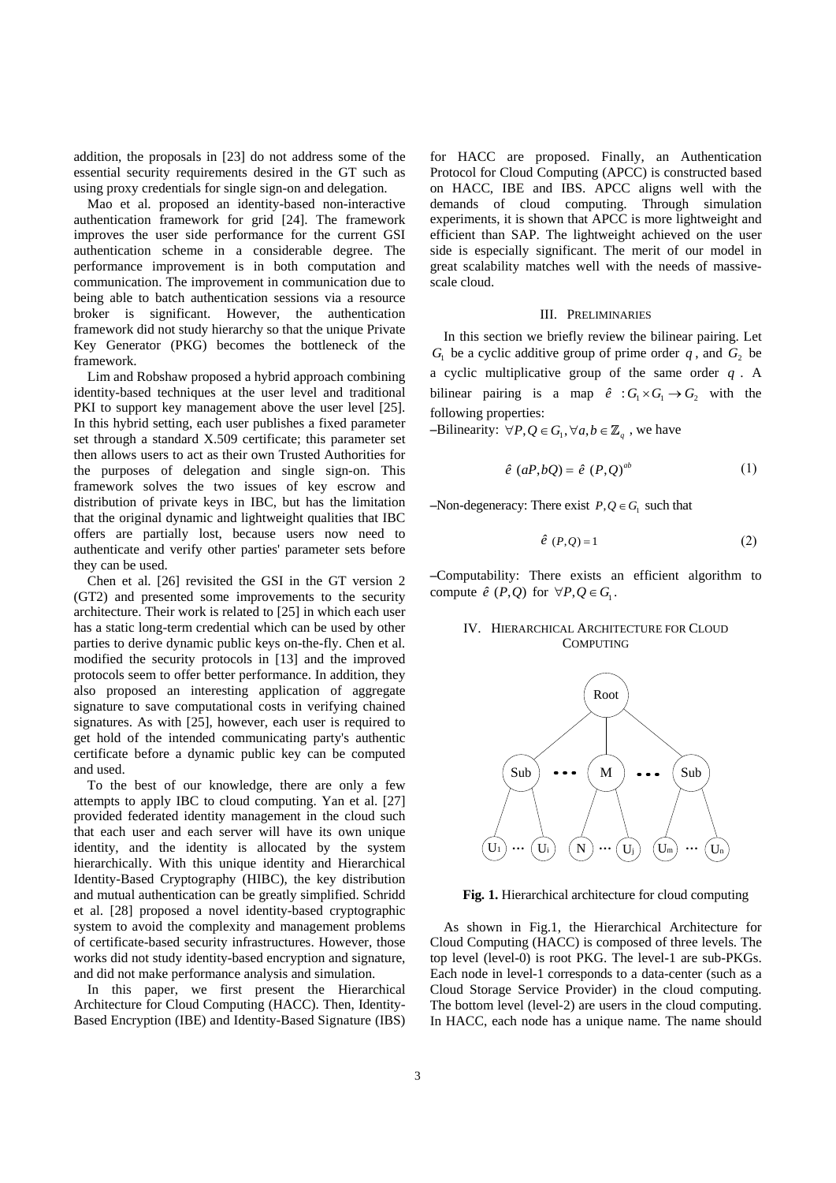addition, the proposals in [23] do not address some of the essential security requirements desired in the GT such as using proxy credentials for single sign-on and delegation.

Mao et al. proposed an identity-based non-interactive authentication framework for grid [24]. The framework improves the user side performance for the current GSI authentication scheme in a considerable degree. The performance improvement is in both computation and communication. The improvement in communication due to being able to batch authentication sessions via a resource broker is significant. However, the authentication framework did not study hierarchy so that the unique Private Key Generator (PKG) becomes the bottleneck of the framework.

Lim and Robshaw proposed a hybrid approach combining identity-based techniques at the user level and traditional PKI to support key management above the user level [25]. In this hybrid setting, each user publishes a fixed parameter set through a standard X.509 certificate; this parameter set then allows users to act as their own Trusted Authorities for the purposes of delegation and single sign-on. This framework solves the two issues of key escrow and distribution of private keys in IBC, but has the limitation that the original dynamic and lightweight qualities that IBC offers are partially lost, because users now need to authenticate and verify other parties' parameter sets before they can be used.

Chen et al. [26] revisited the GSI in the GT version 2 (GT2) and presented some improvements to the security architecture. Their work is related to [25] in which each user has a static long-term credential which can be used by other parties to derive dynamic public keys on-the-fly. Chen et al. modified the security protocols in [13] and the improved protocols seem to offer better performance. In addition, they also proposed an interesting application of aggregate signature to save computational costs in verifying chained signatures. As with [25], however, each user is required to get hold of the intended communicating party's authentic certificate before a dynamic public key can be computed and used.

To the best of our knowledge, there are only a few attempts to apply IBC to cloud computing. Yan et al. [27] provided federated identity management in the cloud such that each user and each server will have its own unique identity, and the identity is allocated by the system hierarchically. With this unique identity and Hierarchical Identity-Based Cryptography (HIBC), the key distribution and mutual authentication can be greatly simplified. Schridd et al. [28] proposed a novel identity-based cryptographic system to avoid the complexity and management problems of certificate-based security infrastructures. However, those works did not study identity-based encryption and signature, and did not make performance analysis and simulation.

In this paper, we first present the Hierarchical Architecture for Cloud Computing (HACC). Then, Identity-Based Encryption (IBE) and Identity-Based Signature (IBS) for HACC are proposed. Finally, an Authentication Protocol for Cloud Computing (APCC) is constructed based on HACC, IBE and IBS. APCC aligns well with the demands of cloud computing. Through simulation experiments, it is shown that APCC is more lightweight and efficient than SAP. The lightweight achieved on the user side is especially significant. The merit of our model in great scalability matches well with the needs of massive-scale cloud.

## III. PRELIMINARIES

In this section we briefly review the bilinear pairing. Let $G_1$ be a cyclic additive group of prime order $q$, and $G_2$ be a cyclic multiplicative group of the same order $q$. A bilinear pairing is a map $\hat{e}: G_1 \times G_1 \rightarrow G_2$ with the following properties:

–Bilinearity: $\forall P, Q \in G_1, \forall a, b \in \mathbb{Z}_q$, we have

$$\hat{e}\,(aP, bQ) = \hat{e}\,(P, Q)^{ab} \tag{1}$$

–Non-degeneracy: There exist $P, Q \in G_1$ such that

$$\hat{e}\,(P, Q) = 1 \tag{2}$$

–Computability: There exists an efficient algorithm to compute $\hat{e}\,(P, Q)$ for $\forall P, Q \in G_1$.

## IV. HIERARCHICAL ARCHITECTURE FOR CLOUD COMPUTING

**Fig. 1.** Hierarchical architecture for cloud computing

As shown in Fig.1, the Hierarchical Architecture for Cloud Computing (HACC) is composed of three levels. The top level (level-0) is root PKG. The level-1 are sub-PKGs. Each node in level-1 corresponds to a data-center (such as a Cloud Storage Service Provider) in the cloud computing. The bottom level (level-2) are users in the cloud computing. In HACC, each node has a unique name. The name should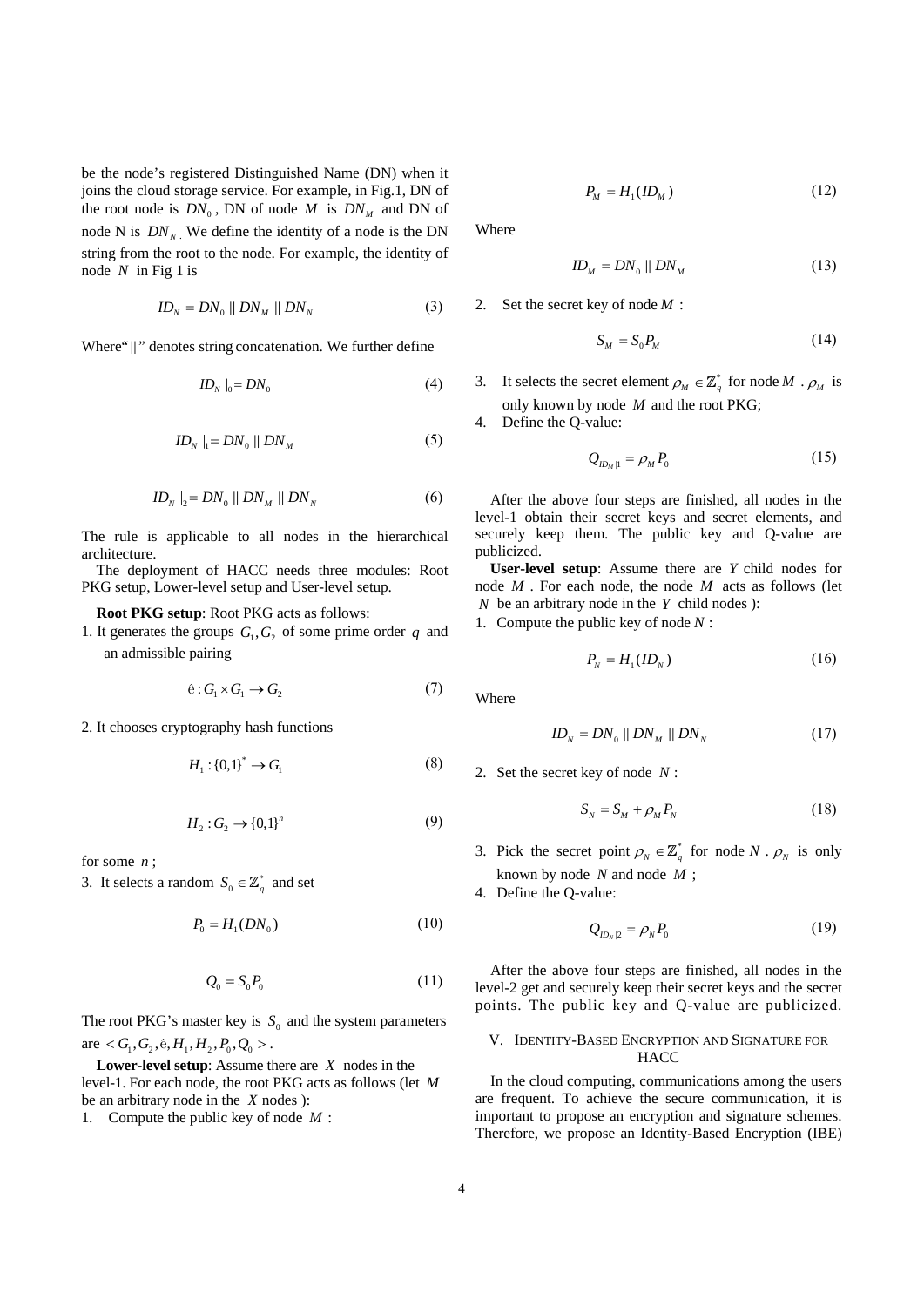be the node's registered Distinguished Name (DN) when it joins the cloud storage service. For example, in Fig.1, DN of the root node is $DN_0$, DN of node $M$ is $DN_M$ and DN of node N is $DN_N$. We define the identity of a node is the DN string from the root to the node. For example, the identity of node $N$ in Fig 1 is

$$ID_N = DN_0 \,||\, DN_M \,||\, DN_N \tag{3}$$

Where "$||$" denotes string concatenation. We further define

$$ID_N\,|_0 = DN_0 \tag{4}$$

$$ID_N\,|_1 = DN_0 \,||\, DN_M \tag{5}$$

$$ID_N\,|_2 = DN_0 \,||\, DN_M \,||\, DN_N \tag{6}$$

The rule is applicable to all nodes in the hierarchical architecture.

The deployment of HACC needs three modules: Root PKG setup, Lower-level setup and User-level setup.

**Root PKG setup**: Root PKG acts as follows:

1. It generates the groups $G_1, G_2$ of some prime order $q$ and an admissible pairing

$$\hat{e}: G_1 \times G_1 \rightarrow G_2 \tag{7}$$

2. It chooses cryptography hash functions

$$H_1: \{0,1\}^* \rightarrow G_1 \tag{8}$$

$$H_2: G_2 \rightarrow \{0,1\}^n \tag{9}$$

for some $n$;

3. It selects a random $S_0 \in \mathbb{Z}_q^*$ and set

$$P_0 = H_1(DN_0) \tag{10}$$

$$Q_0 = S_0 P_0 \tag{11}$$

The root PKG's master key is $S_0$ and the system parameters are $< G_1, G_2, \hat{e}, H_1, H_2, P_0, Q_0 >$.

**Lower-level setup**: Assume there are $X$ nodes in the level-1. For each node, the root PKG acts as follows (let $M$ be an arbitrary node in the $X$ nodes):

1. Compute the public key of node $M$:

$$P_M = H_1(ID_M) \tag{12}$$

Where

$$ID_M = DN_0 \,||\, DN_M \tag{13}$$

2. Set the secret key of node $M$:

$$S_M = S_0 P_M \tag{14}$$

3. It selects the secret element $\rho_M \in \mathbb{Z}_q^*$ for node $M$. $\rho_M$ is only known by node $M$ and the root PKG;
4. Define the Q-value:

$$Q_{ID_M|1} = \rho_M P_0 \tag{15}$$

After the above four steps are finished, all nodes in the level-1 obtain their secret keys and secret elements, and securely keep them. The public key and Q-value are publicized.

**User-level setup**: Assume there are $Y$ child nodes for node $M$. For each node, the node $M$ acts as follows (let $N$ be an arbitrary node in the $Y$ child nodes):

1. Compute the public key of node $N$:

$$P_N = H_1(ID_N) \tag{16}$$

Where

$$ID_N = DN_0 \,||\, DN_M \,||\, DN_N \tag{17}$$

2. Set the secret key of node $N$:

$$S_N = S_M + \rho_M P_N \tag{18}$$

3. Pick the secret point $\rho_N \in \mathbb{Z}_q^*$ for node $N$. $\rho_N$ is only known by node $N$ and node $M$;
4. Define the Q-value:

$$Q_{ID_N|2} = \rho_N P_0 \tag{19}$$

After the above four steps are finished, all nodes in the level-2 get and securely keep their secret keys and the secret points. The public key and Q-value are publicized.

## V. Identity-Based Encryption and Signature for HACC

In the cloud computing, communications among the users are frequent. To achieve the secure communication, it is important to propose an encryption and signature schemes. Therefore, we propose an Identity-Based Encryption (IBE)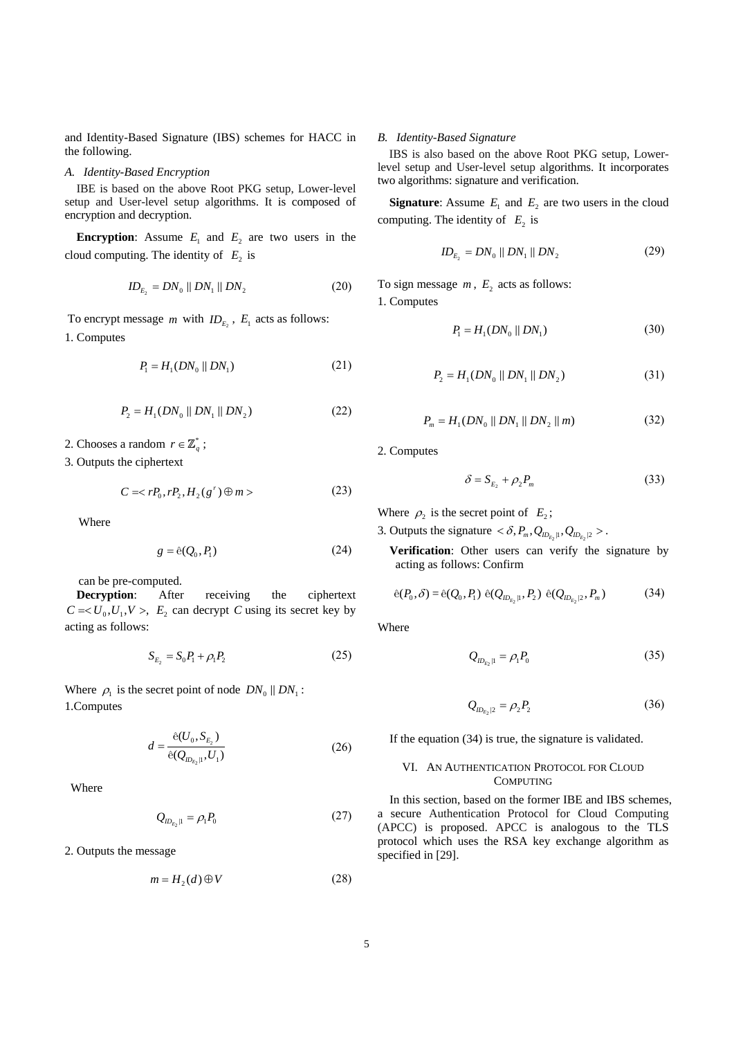and Identity-Based Signature (IBS) schemes for HACC in the following.

### A. Identity-Based Encryption

IBE is based on the above Root PKG setup, Lower-level setup and User-level setup algorithms. It is composed of encryption and decryption.

**Encryption**: Assume $E_1$ and $E_2$ are two users in the cloud computing. The identity of $E_2$ is

$$ID_{E_2} = DN_0 \,||\, DN_1 \,||\, DN_2 \tag{20}$$

To encrypt message $m$ with $ID_{E_2}$, $E_1$ acts as follows:

1. Computes

$$P_1 = H_1(DN_0 \,||\, DN_1) \tag{21}$$

$$P_2 = H_1(DN_0 \,||\, DN_1 \,||\, DN_2) \tag{22}$$

2. Chooses a random $r \in \mathbb{Z}_q^*$;
3. Outputs the ciphertext

$$C = < rP_0, rP_2, H_2(g^r) \oplus m > \tag{23}$$

Where

$$g = \hat{e}(Q_0, P_1) \tag{24}$$

can be pre-computed.

**Decryption**: After receiving the ciphertext $C = < U_0, U_1, V >$, $E_2$ can decrypt $C$ using its secret key by acting as follows:

$$S_{E_2} = S_0 P_1 + \rho_1 P_2 \tag{25}$$

Where $\rho_1$ is the secret point of node $DN_0 \,||\, DN_1$:

1. Computes

$$d = \frac{\hat{e}(U_0, S_{E_2})}{\hat{e}(Q_{ID_{E_2}|1}, U_1)} \tag{26}$$

Where

$$Q_{ID_{E_2}|1} = \rho_1 P_0 \tag{27}$$

2. Outputs the message

$$m = H_2(d) \oplus V \tag{28}$$

### B. Identity-Based Signature

IBS is also based on the above Root PKG setup, Lower-level setup and User-level setup algorithms. It incorporates two algorithms: signature and verification.

**Signature**: Assume $E_1$ and $E_2$ are two users in the cloud computing. The identity of $E_2$ is

$$ID_{E_2} = DN_0 \,||\, DN_1 \,||\, DN_2 \tag{29}$$

To sign message $m$, $E_2$ acts as follows:

1. Computes

$$P_1 = H_1(DN_0 \,||\, DN_1) \tag{30}$$

$$P_2 = H_1(DN_0 \,||\, DN_1 \,||\, DN_2) \tag{31}$$

$$P_m = H_1(DN_0 \,||\, DN_1 \,||\, DN_2 \,||\, m) \tag{32}$$

2. Computes

$$\delta = S_{E_2} + \rho_2 P_m \tag{33}$$

Where $\rho_2$ is the secret point of $E_2$;

3. Outputs the signature $< \delta, P_m, Q_{ID_{E_2}|1}, Q_{ID_{E_2}|2} >$.

**Verification**: Other users can verify the signature by acting as follows: Confirm

$$\hat{e}(P_0, \delta) = \hat{e}(Q_0, P_1)\ \hat{e}(Q_{ID_{E_2}|1}, P_2)\ \hat{e}(Q_{ID_{E_2}|2}, P_m) \tag{34}$$

Where

$$Q_{ID_{E_2}|1} = \rho_1 P_0 \tag{35}$$

$$Q_{ID_{E_2}|2} = \rho_2 P_2 \tag{36}$$

If the equation (34) is true, the signature is validated.

## VI. An Authentication Protocol for Cloud Computing

In this section, based on the former IBE and IBS schemes, a secure Authentication Protocol for Cloud Computing (APCC) is proposed. APCC is analogous to the TLS protocol which uses the RSA key exchange algorithm as specified in [29].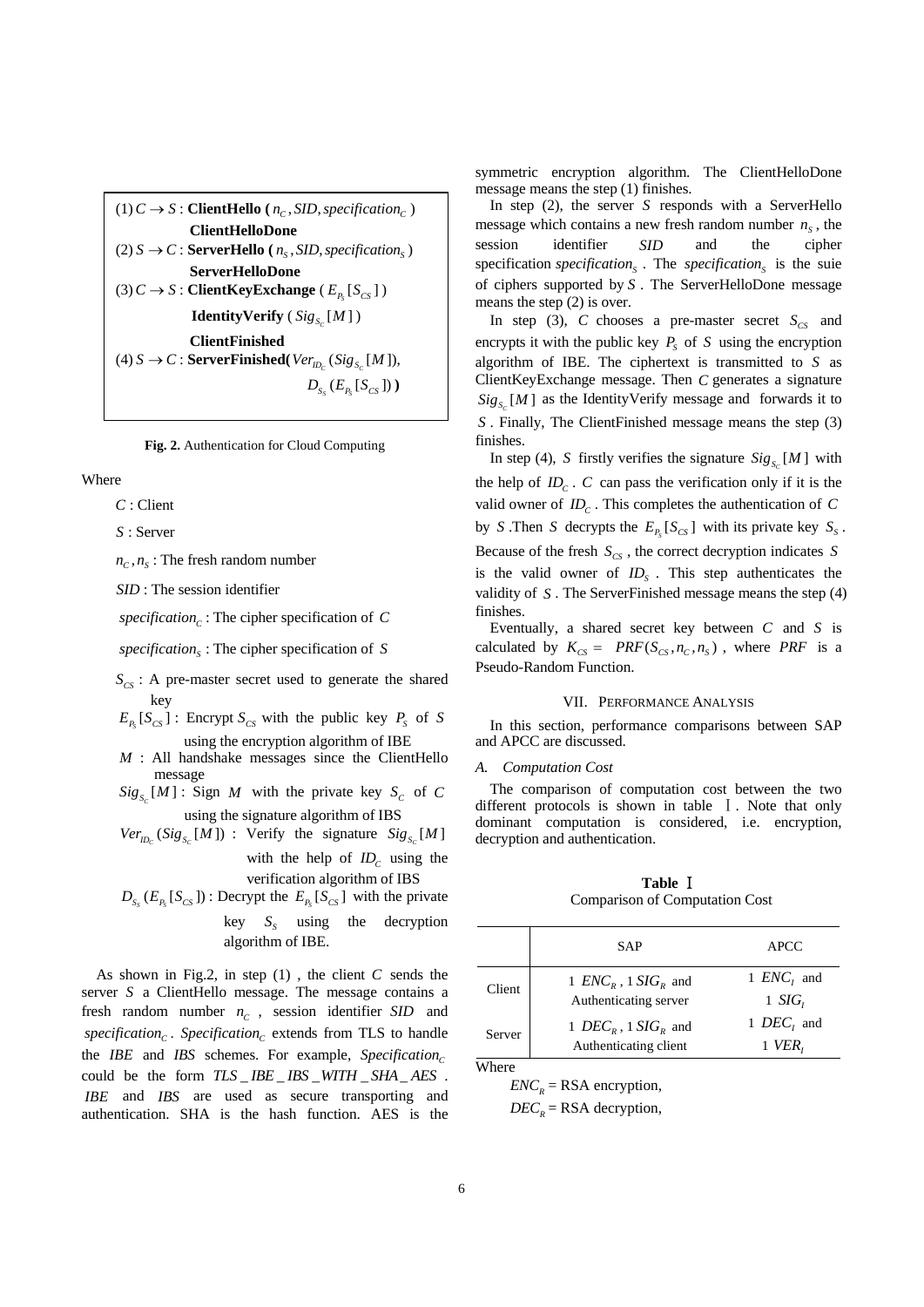(1) $C \rightarrow S$ : **ClientHello (** $n_C, SID, specification_C$ **)**
  **ClientHelloDone**
(2) $S \rightarrow C$ : **ServerHello (** $n_S, SID, specification_S$ **)**
  **ServerHelloDone**
(3) $C \rightarrow S$ : **ClientKeyExchange** ( $E_{P_S}[S_{CS}]$ )
  **IdentityVerify** ( $Sig_{S_C}[M]$ )
  **ClientFinished**
(4) $S \rightarrow C$ : **ServerFinished(** $Ver_{ID_C}(Sig_{S_C}[M])$, $D_{S_S}(E_{P_S}[S_{CS}])$ **)**

**Fig. 2.** Authentication for Cloud Computing

Where

- $C$ : Client
- $S$ : Server
- $n_C, n_S$ : The fresh random number
- $SID$ : The session identifier
- $specification_C$ : The cipher specification of $C$
- $specification_S$ : The cipher specification of $S$
- $S_{CS}$ : A pre-master secret used to generate the shared key
- $E_{P_S}[S_{CS}]$ : Encrypt $S_{CS}$ with the public key $P_S$ of $S$ using the encryption algorithm of IBE
- $M$ : All handshake messages since the ClientHello message
- $Sig_{S_C}[M]$ : Sign $M$ with the private key $S_C$ of $C$ using the signature algorithm of IBS
- $Ver_{ID_C}(Sig_{S_C}[M])$ : Verify the signature $Sig_{S_C}[M]$ with the help of $ID_C$ using the verification algorithm of IBS
- $D_{S_S}(E_{P_S}[S_{CS}])$ : Decrypt the $E_{P_S}[S_{CS}]$ with the private key $S_S$ using the decryption algorithm of IBE.

As shown in Fig.2, in step (1) , the client $C$ sends the server $S$ a ClientHello message. The message contains a fresh random number $n_C$ , session identifier $SID$ and $specification_C$. $Specification_C$ extends from TLS to handle the $IBE$ and $IBS$ schemes. For example, $Specification_C$ could be the form $TLS\_IBE\_IBS\_WITH\_SHA\_AES$ . $IBE$ and $IBS$ are used as secure transporting and authentication. SHA is the hash function. AES is the symmetric encryption algorithm. The ClientHelloDone message means the step (1) finishes.

In step (2), the server $S$ responds with a ServerHello message which contains a new fresh random number $n_S$, the session identifier $SID$ and the cipher specification $specification_S$ . The $specification_S$ is the suie of ciphers supported by $S$ . The ServerHelloDone message means the step (2) is over.

In step (3), $C$ chooses a pre-master secret $S_{CS}$ and encrypts it with the public key $P_S$ of $S$ using the encryption algorithm of IBE. The ciphertext is transmitted to $S$ as ClientKeyExchange message. Then $C$ generates a signature $Sig_{S_C}[M]$ as the IdentityVerify message and forwards it to $S$ . Finally, The ClientFinished message means the step (3) finishes.

In step (4), $S$ firstly verifies the signature $Sig_{S_C}[M]$ with the help of $ID_C$ . $C$ can pass the verification only if it is the valid owner of $ID_C$ . This completes the authentication of $C$ by $S$ .Then $S$ decrypts the $E_{P_S}[S_{CS}]$ with its private key $S_S$ . Because of the fresh $S_{CS}$ , the correct decryption indicates $S$ is the valid owner of $ID_S$ . This step authenticates the validity of $S$ . The ServerFinished message means the step (4) finishes.

Eventually, a shared secret key between $C$ and $S$ is calculated by $K_{CS} = PRF(S_{CS}, n_C, n_S)$ , where $PRF$ is a Pseudo-Random Function.

## VII. Performance Analysis

In this section, performance comparisons between SAP and APCC are discussed.

### A. Computation Cost

The comparison of computation cost between the two different protocols is shown in table Ⅰ. Note that only dominant computation is considered, i.e. encryption, decryption and authentication.

**Table Ⅰ**
Comparison of Computation Cost

| | SAP | APCC |
|---|---|---|
| Client | 1 $ENC_R$ , 1 $SIG_R$ and Authenticating server | 1 $ENC_I$ and 1 $SIG_I$ |
| Server | 1 $DEC_R$ , 1 $SIG_R$ and Authenticating client | 1 $DEC_I$ and 1 $VER_I$ |

Where

$ENC_R$ = RSA encryption,

$DEC_R$ = RSA decryption,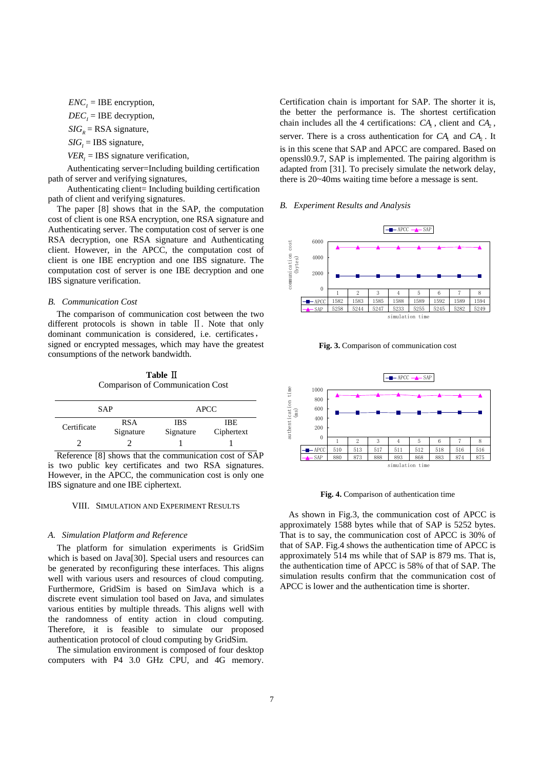$ENC_I$ = IBE encryption,

$DEC_I$ = IBE decryption,

$SIG_R$ = RSA signature,

$SIG_I$ = IBS signature,

$VER_I$ = IBS signature verification,

Authenticating server=Including building certification path of server and verifying signatures,

Authenticating client= Including building certification path of client and verifying signatures.

The paper [8] shows that in the SAP, the computation cost of client is one RSA encryption, one RSA signature and Authenticating server. The computation cost of server is one RSA decryption, one RSA signature and Authenticating client. However, in the APCC, the computation cost of client is one IBE encryption and one IBS signature. The computation cost of server is one IBE decryption and one IBS signature verification.

### *B. Communication Cost*

The comparison of communication cost between the two different protocols is shown in table Ⅱ. Note that only dominant communication is considered, i.e. certificates, signed or encrypted messages, which may have the greatest consumptions of the network bandwidth.

**Table Ⅱ**
Comparison of Communication Cost

| SAP | | APCC | |
|---|---|---|---|
| Certificate | RSA Signature | IBS Signature | IBE Ciphertext |
| 2 | 2 | 1 | 1 |

Reference [8] shows that the communication cost of SAP is two public key certificates and two RSA signatures. However, in the APCC, the communication cost is only one IBS signature and one IBE ciphertext.

## VIII. Simulation and Experiment Results

### *A. Simulation Platform and Reference*

The platform for simulation experiments is GridSim which is based on Java[30]. Special users and resources can be generated by reconfiguring these interfaces. This aligns well with various users and resources of cloud computing. Furthermore, GridSim is based on SimJava which is a discrete event simulation tool based on Java, and simulates various entities by multiple threads. This aligns well with the randomness of entity action in cloud computing. Therefore, it is feasible to simulate our proposed authentication protocol of cloud computing by GridSim.

The simulation environment is composed of four desktop computers with P4 3.0 GHz CPU, and 4G memory. Certification chain is important for SAP. The shorter it is, the better the performance is. The shortest certification chain includes all the 4 certifications: $CA_1$, client and $CA_2$, server. There is a cross authentication for $CA_1$ and $CA_2$. It is in this scene that SAP and APCC are compared. Based on openssl0.9.7, SAP is implemented. The pairing algorithm is adapted from [31]. To precisely simulate the network delay, there is 20~40ms waiting time before a message is sent.

### *B. Experiment Results and Analysis*

| simulation time | 1 | 2 | 3 | 4 | 5 | 6 | 7 | 8 |
|---|---|---|---|---|---|---|---|---|
| APCC | 1582 | 1583 | 1585 | 1588 | 1589 | 1592 | 1589 | 1594 |
| SAP | 5258 | 5244 | 5247 | 5233 | 5255 | 5245 | 5282 | 5249 |

**Fig. 3.** Comparison of communication cost

| simulation time | 1 | 2 | 3 | 4 | 5 | 6 | 7 | 8 |
|---|---|---|---|---|---|---|---|---|
| APCC | 510 | 513 | 517 | 511 | 512 | 518 | 516 | 516 |
| SAP | 880 | 873 | 888 | 893 | 868 | 883 | 874 | 875 |

**Fig. 4.** Comparison of authentication time

As shown in Fig.3, the communication cost of APCC is approximately 1588 bytes while that of SAP is 5252 bytes. That is to say, the communication cost of APCC is 30% of that of SAP. Fig.4 shows the authentication time of APCC is approximately 514 ms while that of SAP is 879 ms. That is, the authentication time of APCC is 58% of that of SAP. The simulation results confirm that the communication cost of APCC is lower and the authentication time is shorter.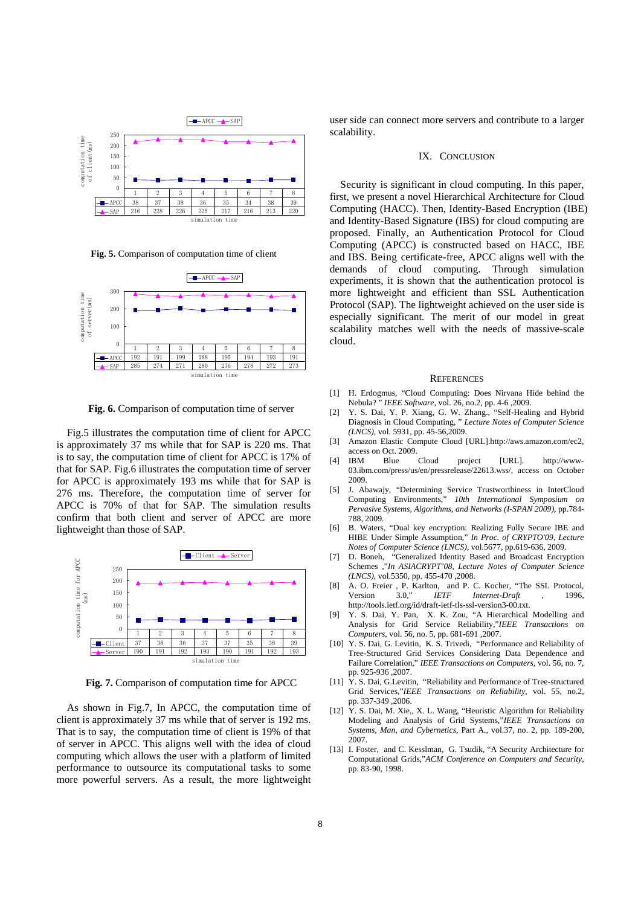| | 1 | 2 | 3 | 4 | 5 | 6 | 7 | 8 |
|---|---|---|---|---|---|---|---|---|
| APCC | 38 | 37 | 38 | 36 | 35 | 34 | 38 | 39 |
| SAP | 216 | 228 | 226 | 225 | 217 | 216 | 213 | 220 |

**Fig. 5.** Comparison of computation time of client

| | 1 | 2 | 3 | 4 | 5 | 6 | 7 | 8 |
|---|---|---|---|---|---|---|---|---|
| APCC | 192 | 191 | 199 | 188 | 195 | 194 | 193 | 191 |
| SAP | 285 | 274 | 271 | 280 | 276 | 278 | 272 | 273 |

**Fig. 6.** Comparison of computation time of server

Fig.5 illustrates the computation time of client for APCC is approximately 37 ms while that for SAP is 220 ms. That is to say, the computation time of client for APCC is 17% of that for SAP. Fig.6 illustrates the computation time of server for APCC is approximately 193 ms while that for SAP is 276 ms. Therefore, the computation time of server for APCC is 70% of that for SAP. The simulation results confirm that both client and server of APCC are more lightweight than those of SAP.

| | 1 | 2 | 3 | 4 | 5 | 6 | 7 | 8 |
|---|---|---|---|---|---|---|---|---|
| Client | 37 | 38 | 36 | 37 | 37 | 35 | 38 | 39 |
| Server | 190 | 191 | 192 | 193 | 190 | 191 | 192 | 193 |

**Fig. 7.** Comparison of computation time for APCC

As shown in Fig.7, In APCC, the computation time of client is approximately 37 ms while that of server is 192 ms. That is to say, the computation time of client is 19% of that of server in APCC. This aligns well with the idea of cloud computing which allows the user with a platform of limited performance to outsource its computational tasks to some more powerful servers. As a result, the more lightweight user side can connect more servers and contribute to a larger scalability.

## IX. Conclusion

Security is significant in cloud computing. In this paper, first, we present a novel Hierarchical Architecture for Cloud Computing (HACC). Then, Identity-Based Encryption (IBE) and Identity-Based Signature (IBS) for cloud computing are proposed. Finally, an Authentication Protocol for Cloud Computing (APCC) is constructed based on HACC, IBE and IBS. Being certificate-free, APCC aligns well with the demands of cloud computing. Through simulation experiments, it is shown that the authentication protocol is more lightweight and efficient than SSL Authentication Protocol (SAP). The lightweight achieved on the user side is especially significant. The merit of our model in great scalability matches well with the needs of massive-scale cloud.

## References

[1] H. Erdogmus, "Cloud Computing: Does Nirvana Hide behind the Nebula? " *IEEE Software*, vol. 26, no.2, pp. 4-6 ,2009.

[2] Y. S. Dai, Y. P. Xiang, G. W. Zhang., "Self-Healing and Hybrid Diagnosis in Cloud Computing, " *Lecture Notes of Computer Science (LNCS)*, vol. 5931, pp. 45-56,2009.

[3] Amazon Elastic Compute Cloud [URL].http://aws.amazon.com/ec2, access on Oct. 2009.

[4] IBM Blue Cloud project [URL]. http://www-03.ibm.com/press/us/en/pressrelease/22613.wss/, access on October 2009.

[5] J. Abawajy, "Determining Service Trustworthiness in InterCloud Computing Environments," *10th International Symposium on Pervasive Systems, Algorithms, and Networks (I-SPAN 2009)*, pp.784-788, 2009.

[6] B. Waters, "Dual key encryption: Realizing Fully Secure IBE and HIBE Under Simple Assumption," *In Proc. of CRYPTO'09, Lecture Notes of Computer Science (LNCS)*, vol.5677, pp.619-636, 2009.

[7] D. Boneh, "Generalized Identity Based and Broadcast Encryption Schemes ,"*In ASIACRYPT'08, Lecture Notes of Computer Science (LNCS)*, vol.5350, pp. 455-470 ,2008.

[8] A. O. Freier , P. Karlton, and P. C. Kocher, "The SSL Protocol, Version 3.0," *IETF Internet-Draft* , 1996, http://tools.ietf.org/id/draft-ietf-tls-ssl-version3-00.txt.

[9] Y. S. Dai, Y. Pan, X. K. Zou, "A Hierarchical Modelling and Analysis for Grid Service Reliability,"*IEEE Transactions on Computers*, vol. 56, no. 5, pp. 681-691 ,2007.

[10] Y. S. Dai, G. Levitin, K. S. Trivedi, "Performance and Reliability of Tree-Structured Grid Services Considering Data Dependence and Failure Correlation," *IEEE Transactions on Computers*, vol. 56, no. 7, pp. 925-936 ,2007.

[11] Y. S. Dai, G.Levitin, "Reliability and Performance of Tree-structured Grid Services,"*IEEE Transactions on Reliability*, vol. 55, no.2, pp. 337-349 ,2006.

[12] Y. S. Dai, M. Xie,, X. L. Wang, "Heuristic Algorithm for Reliability Modeling and Analysis of Grid Systems,"*IEEE Transactions on Systems, Man, and Cybernetics*, Part A., vol.37, no. 2, pp. 189-200, 2007.

[13] I. Foster, and C. Kesslman, G. Tsudik, "A Security Architecture for Computational Grids,"*ACM Conference on Computers and Security*, pp. 83-90, 1998.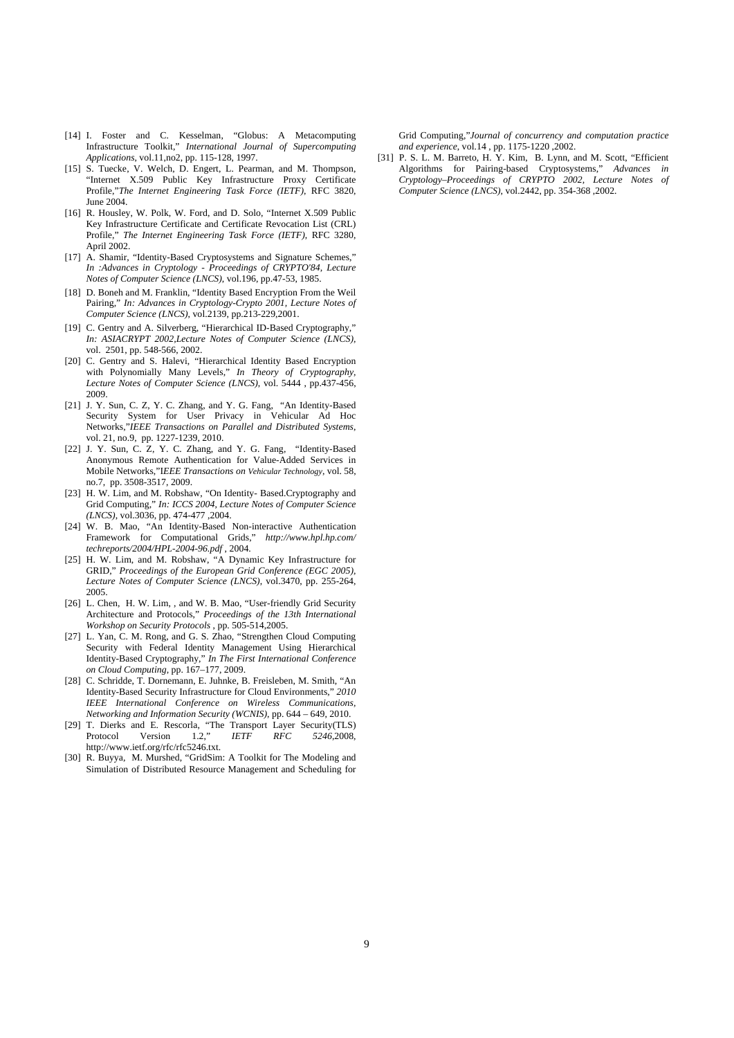[14] I. Foster and C. Kesselman, "Globus: A Metacomputing Infrastructure Toolkit," *International Journal of Supercomputing Applications*, vol.11,no2, pp. 115-128, 1997.

[15] S. Tuecke, V. Welch, D. Engert, L. Pearman, and M. Thompson, "Internet X.509 Public Key Infrastructure Proxy Certificate Profile,"*The Internet Engineering Task Force (IETF)*, RFC 3820, June 2004.

[16] R. Housley, W. Polk, W. Ford, and D. Solo, "Internet X.509 Public Key Infrastructure Certificate and Certificate Revocation List (CRL) Profile," *The Internet Engineering Task Force (IETF)*, RFC 3280, April 2002.

[17] A. Shamir, "Identity-Based Cryptosystems and Signature Schemes," *In :Advances in Cryptology - Proceedings of CRYPTO'84, Lecture Notes of Computer Science (LNCS)*, vol.196, pp.47-53, 1985.

[18] D. Boneh and M. Franklin, "Identity Based Encryption From the Weil Pairing," *In: Advances in Cryptology-Crypto 2001, Lecture Notes of Computer Science (LNCS)*, vol.2139, pp.213-229,2001.

[19] C. Gentry and A. Silverberg, "Hierarchical ID-Based Cryptography," *In: ASIACRYPT 2002,Lecture Notes of Computer Science (LNCS)*, vol. 2501, pp. 548-566, 2002.

[20] C. Gentry and S. Halevi, "Hierarchical Identity Based Encryption with Polynomially Many Levels," *In Theory of Cryptography, Lecture Notes of Computer Science (LNCS)*, vol. 5444 , pp.437-456, 2009.

[21] J. Y. Sun, C. Z, Y. C. Zhang, and Y. G. Fang, "An Identity-Based Security System for User Privacy in Vehicular Ad Hoc Networks,"*IEEE Transactions on Parallel and Distributed Systems*, vol. 21, no.9, pp. 1227-1239, 2010.

[22] J. Y. Sun, C. Z, Y. C. Zhang, and Y. G. Fang, "Identity-Based Anonymous Remote Authentication for Value-Added Services in Mobile Networks,"*IEEE Transactions on Vehicular Technology*, vol. 58, no.7, pp. 3508-3517, 2009.

[23] H. W. Lim, and M. Robshaw, "On Identity- Based.Cryptography and Grid Computing," *In: ICCS 2004, Lecture Notes of Computer Science (LNCS)*, vol.3036, pp. 474-477 ,2004.

[24] W. B. Mao, "An Identity-Based Non-interactive Authentication Framework for Computational Grids," *http://www.hpl.hp.com/techreports/2004/HPL-2004-96.pdf* , 2004.

[25] H. W. Lim, and M. Robshaw, "A Dynamic Key Infrastructure for GRID," *Proceedings of the European Grid Conference (EGC 2005), Lecture Notes of Computer Science (LNCS)*, vol.3470, pp. 255-264, 2005.

[26] L. Chen, H. W. Lim, , and W. B. Mao, "User-friendly Grid Security Architecture and Protocols," *Proceedings of the 13th International Workshop on Security Protocols* , pp. 505-514,2005.

[27] L. Yan, C. M. Rong, and G. S. Zhao, "Strengthen Cloud Computing Security with Federal Identity Management Using Hierarchical Identity-Based Cryptography," *In The First International Conference on Cloud Computing*, pp. 167–177, 2009.

[28] C. Schridde, T. Dornemann, E. Juhnke, B. Freisleben, M. Smith, "An Identity-Based Security Infrastructure for Cloud Environments," *2010 IEEE International Conference on Wireless Communications, Networking and Information Security (WCNIS)*, pp. 644 – 649, 2010.

[29] T. Dierks and E. Rescorla, "The Transport Layer Security(TLS) Protocol Version 1.2," *IETF RFC 5246*,2008, http://www.ietf.org/rfc/rfc5246.txt.

[30] R. Buyya, M. Murshed, "GridSim: A Toolkit for The Modeling and Simulation of Distributed Resource Management and Scheduling for Grid Computing,"*Journal of concurrency and computation practice and experience*, vol.14 , pp. 1175-1220 ,2002.

[31] P. S. L. M. Barreto, H. Y. Kim, B. Lynn, and M. Scott, "Efficient Algorithms for Pairing-based Cryptosystems," *Advances in Cryptology–Proceedings of CRYPTO 2002, Lecture Notes of Computer Science (LNCS)*, vol.2442, pp. 354-368 ,2002.